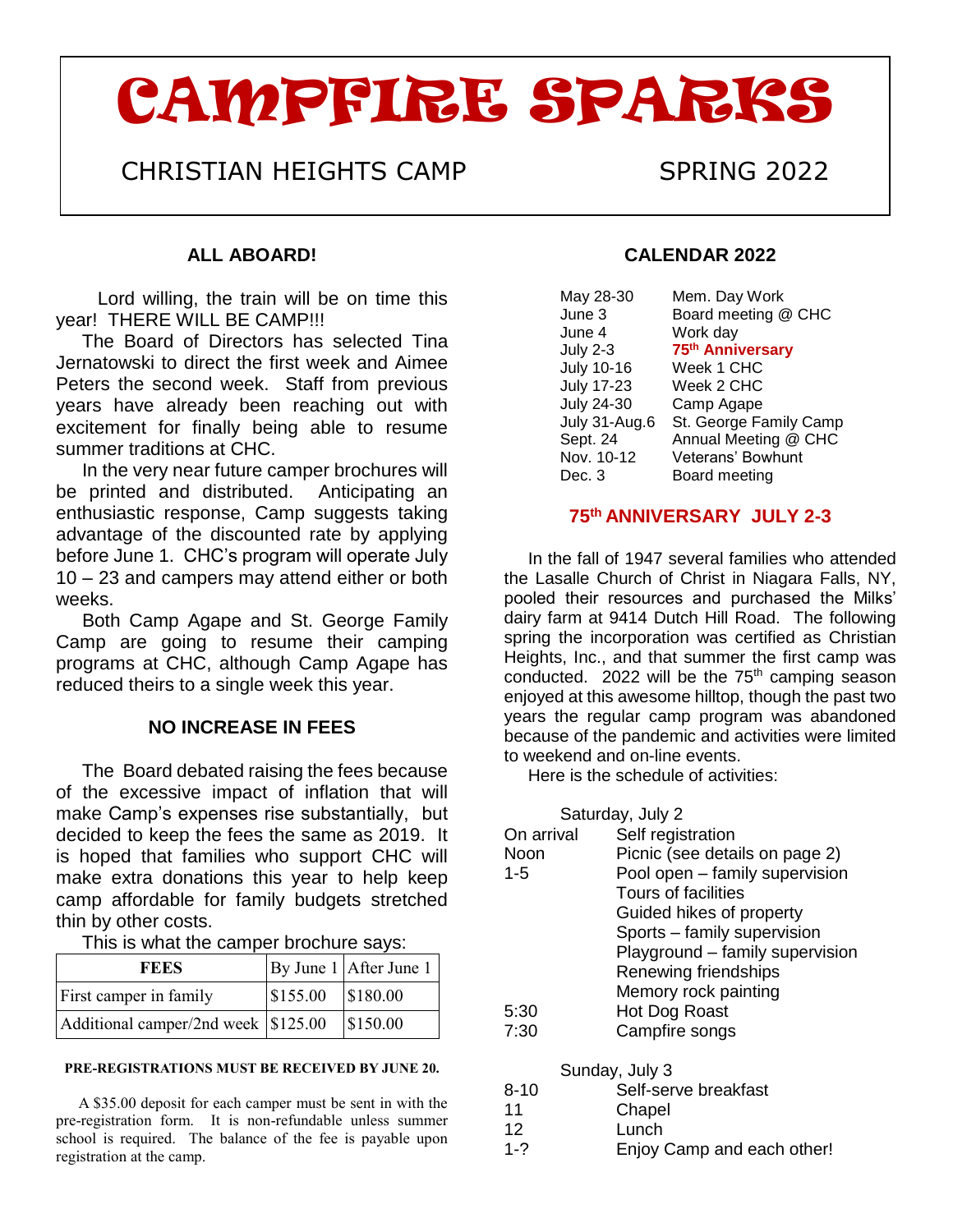# CAMPFIRE SPARKS

CHRISTIAN HEIGHTS CAMP SPRING 2022

## ALL ABOARD!

Lord willing, the train will be on time this year! THERE WILL BE CAMP!!!

The Board of Directors has selected Tina Jernatowski to direct the first week and Aimee Peters the second week. Staff from previous years have already been reaching out with excitement for finally being able to resume summer traditions at CHC.

In the very near future camper brochures will be printed and distributed. Anticipating an enthusiastic response, Camp suggests taking advantage of the discounted rate by applying before June 1. CHC's program will operate July 10 – 23 and campers may attend either or both weeks.

Both Camp Agape and St. George Family Camp are going to resume their camping programs at CHC, although Camp Agape has reduced theirs to a single week this year.

## NO INCREASE IN FEES

The Board debated raising the fees because of the excessive impact of inflation that will make Camp's expenses rise substantially, but decided to keep the fees the same as 2019. It is hoped that families who support CHC will make extra donations this year to help keep camp affordable for family budgets stretched thin by other costs.

This is what the camper brochure says:

| FEES | By June 1 | After June 1 |
|---|---|---|
| First camper in family | $155.00 | $180.00 |
| Additional camper/2nd week | $125.00 | $150.00 |

**PRE-REGISTRATIONS MUST BE RECEIVED BY JUNE 20.**

A $35.00 deposit for each camper must be sent in with the pre-registration form. It is non-refundable unless summer school is required. The balance of the fee is payable upon registration at the camp.

## CALENDAR 2022

| | |
|---|---|
| May 28-30 | Mem. Day Work |
| June 3 | Board meeting @ CHC |
| June 4 | Work day |
| July 2-3 | **75th Anniversary** |
| July 10-16 | Week 1 CHC |
| July 17-23 | Week 2 CHC |
| July 24-30 | Camp Agape |
| July 31-Aug.6 | St. George Family Camp |
| Sept. 24 | Annual Meeting @ CHC |
| Nov. 10-12 | Veterans' Bowhunt |
| Dec. 3 | Board meeting |

## 75th ANNIVERSARY JULY 2-3

In the fall of 1947 several families who attended the Lasalle Church of Christ in Niagara Falls, NY, pooled their resources and purchased the Milks' dairy farm at 9414 Dutch Hill Road. The following spring the incorporation was certified as Christian Heights, Inc., and that summer the first camp was conducted. 2022 will be the 75th camping season enjoyed at this awesome hilltop, though the past two years the regular camp program was abandoned because of the pandemic and activities were limited to weekend and on-line events.

Here is the schedule of activities:

Saturday, July 2

| | |
|---|---|
| On arrival | Self registration |
| Noon | Picnic (see details on page 2) |
| 1-5 | Pool open – family supervision |
| | Tours of facilities |
| | Guided hikes of property |
| | Sports – family supervision |
| | Playground – family supervision |
| | Renewing friendships |
| | Memory rock painting |
| 5:30 | Hot Dog Roast |
| 7:30 | Campfire songs |

Sunday, July 3

| | |
|---|---|
| 8-10 | Self-serve breakfast |
| 11 | Chapel |
| 12 | Lunch |
| 1-? | Enjoy Camp and each other! |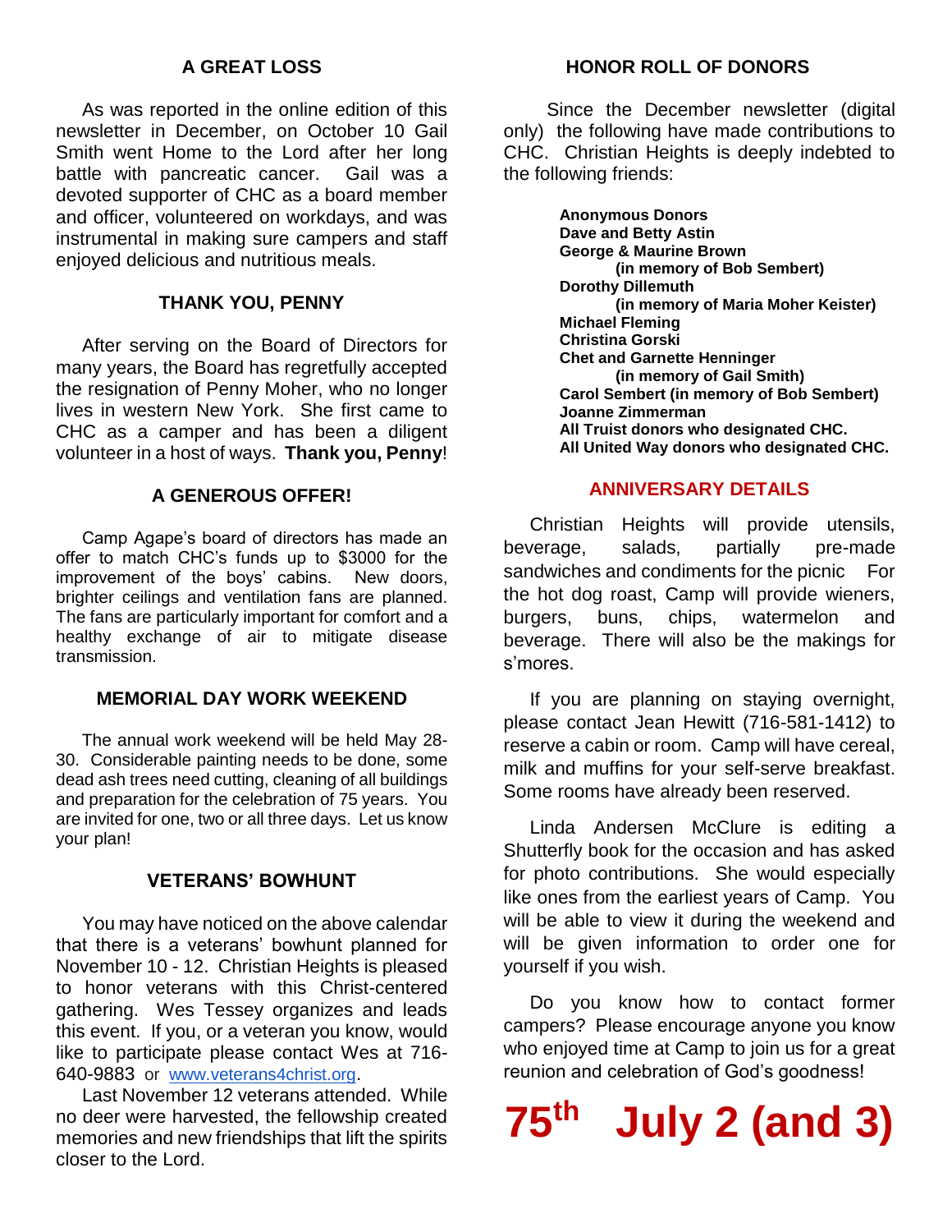## A GREAT LOSS

As was reported in the online edition of this newsletter in December, on October 10 Gail Smith went Home to the Lord after her long battle with pancreatic cancer. Gail was a devoted supporter of CHC as a board member and officer, volunteered on workdays, and was instrumental in making sure campers and staff enjoyed delicious and nutritious meals.

## THANK YOU, PENNY

After serving on the Board of Directors for many years, the Board has regretfully accepted the resignation of Penny Moher, who no longer lives in western New York. She first came to CHC as a camper and has been a diligent volunteer in a host of ways. **Thank you, Penny**!

## A GENEROUS OFFER!

Camp Agape's board of directors has made an offer to match CHC's funds up to $3000 for the improvement of the boys' cabins. New doors, brighter ceilings and ventilation fans are planned. The fans are particularly important for comfort and a healthy exchange of air to mitigate disease transmission.

## MEMORIAL DAY WORK WEEKEND

The annual work weekend will be held May 28-30. Considerable painting needs to be done, some dead ash trees need cutting, cleaning of all buildings and preparation for the celebration of 75 years. You are invited for one, two or all three days. Let us know your plan!

## VETERANS' BOWHUNT

You may have noticed on the above calendar that there is a veterans' bowhunt planned for November 10 - 12. Christian Heights is pleased to honor veterans with this Christ-centered gathering. Wes Tessey organizes and leads this event. If you, or a veteran you know, would like to participate please contact Wes at 716-640-9883 or www.veterans4christ.org.

Last November 12 veterans attended. While no deer were harvested, the fellowship created memories and new friendships that lift the spirits closer to the Lord.

## HONOR ROLL OF DONORS

Since the December newsletter (digital only) the following have made contributions to CHC. Christian Heights is deeply indebted to the following friends:

**Anonymous Donors**
**Dave and Betty Astin**
**George & Maurine Brown**
**(in memory of Bob Sembert)**
**Dorothy Dillemuth**
**(in memory of Maria Moher Keister)**
**Michael Fleming**
**Christina Gorski**
**Chet and Garnette Henninger**
**(in memory of Gail Smith)**
**Carol Sembert (in memory of Bob Sembert)**
**Joanne Zimmerman**
**All Truist donors who designated CHC.**
**All United Way donors who designated CHC.**

## ANNIVERSARY DETAILS

Christian Heights will provide utensils, beverage, salads, partially pre-made sandwiches and condiments for the picnic For the hot dog roast, Camp will provide wieners, burgers, buns, chips, watermelon and beverage. There will also be the makings for s'mores.

If you are planning on staying overnight, please contact Jean Hewitt (716-581-1412) to reserve a cabin or room. Camp will have cereal, milk and muffins for your self-serve breakfast. Some rooms have already been reserved.

Linda Andersen McClure is editing a Shutterfly book for the occasion and has asked for photo contributions. She would especially like ones from the earliest years of Camp. You will be able to view it during the weekend and will be given information to order one for yourself if you wish.

Do you know how to contact former campers? Please encourage anyone you know who enjoyed time at Camp to join us for a great reunion and celebration of God's goodness!

# 75th July 2 (and 3)